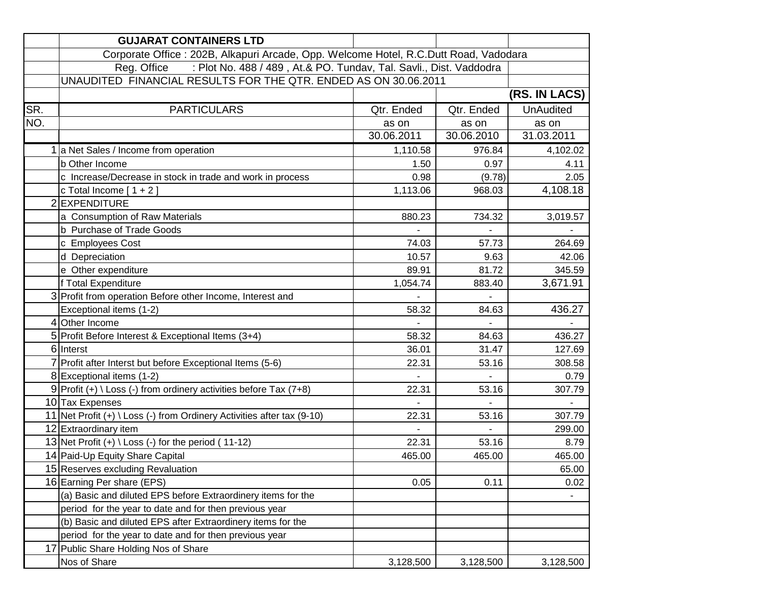**GUJARAT CONTAINERS LTD**

Corporate Office : 202B, Alkapuri Arcade, Opp. Welcome Hotel, R.C.Dutt Road, Vadodara

Reg. Office : Plot No. 488 / 489 , At.& PO. Tundav, Tal. Savli., Dist. Vaddodra

UNAUDITED FINANCIAL RESULTS FOR THE QTR. ENDED AS ON 30.06.2011

**(RS. IN LACS)**

| SR. NO. | PARTICULARS | Qtr. Ended as on 30.06.2011 | Qtr. Ended as on 30.06.2010 | UnAudited as on 31.03.2011 |
|---|---|---|---|---|
| 1 | a Net Sales / Income from operation | 1,110.58 | 976.84 | 4,102.02 |
| | b Other Income | 1.50 | 0.97 | 4.11 |
| | c Increase/Decrease in stock in trade and work in process | 0.98 | (9.78) | 2.05 |
| | c Total Income [ 1 + 2 ] | 1,113.06 | 968.03 | 4,108.18 |
| 2 | EXPENDITURE | | | |
| | a Consumption of Raw Materials | 880.23 | 734.32 | 3,019.57 |
| | b Purchase of Trade Goods | - | - | - |
| | c Employees Cost | 74.03 | 57.73 | 264.69 |
| | d Depreciation | 10.57 | 9.63 | 42.06 |
| | e Other expenditure | 89.91 | 81.72 | 345.59 |
| | f Total Expenditure | 1,054.74 | 883.40 | 3,671.91 |
| 3 | Profit from operation Before other Income, Interest and | - | - | |
| | Exceptional items (1-2) | 58.32 | 84.63 | 436.27 |
| 4 | Other Income | - | - | - |
| 5 | Profit Before Interest & Exceptional Items (3+4) | 58.32 | 84.63 | 436.27 |
| 6 | Interst | 36.01 | 31.47 | 127.69 |
| 7 | Profit after Interst but before Exceptional Items (5-6) | 22.31 | 53.16 | 308.58 |
| 8 | Exceptional items (1-2) | - | - | 0.79 |
| 9 | Profit (+) \ Loss (-) from ordinery activities before Tax (7+8) | 22.31 | 53.16 | 307.79 |
| 10 | Tax Expenses | - | - | - |
| 11 | Net Profit (+) \ Loss (-) from Ordinery Activities after tax (9-10) | 22.31 | 53.16 | 307.79 |
| 12 | Extraordinary item | - | - | 299.00 |
| 13 | Net Profit (+) \ Loss (-) for the period ( 11-12) | 22.31 | 53.16 | 8.79 |
| 14 | Paid-Up Equity Share Capital | 465.00 | 465.00 | 465.00 |
| 15 | Reserves excluding Revaluation | | | 65.00 |
| 16 | Earning Per share (EPS) | 0.05 | 0.11 | 0.02 |
| | (a) Basic and diluted EPS before Extraordinery items for the | | | - |
| | period for the year to date and for then previous year | | | |
| | (b) Basic and diluted EPS after Extraordinery items for the | | | |
| | period for the year to date and for then previous year | | | |
| 17 | Public Share Holding Nos of Share | | | |
| | Nos of Share | 3,128,500 | 3,128,500 | 3,128,500 |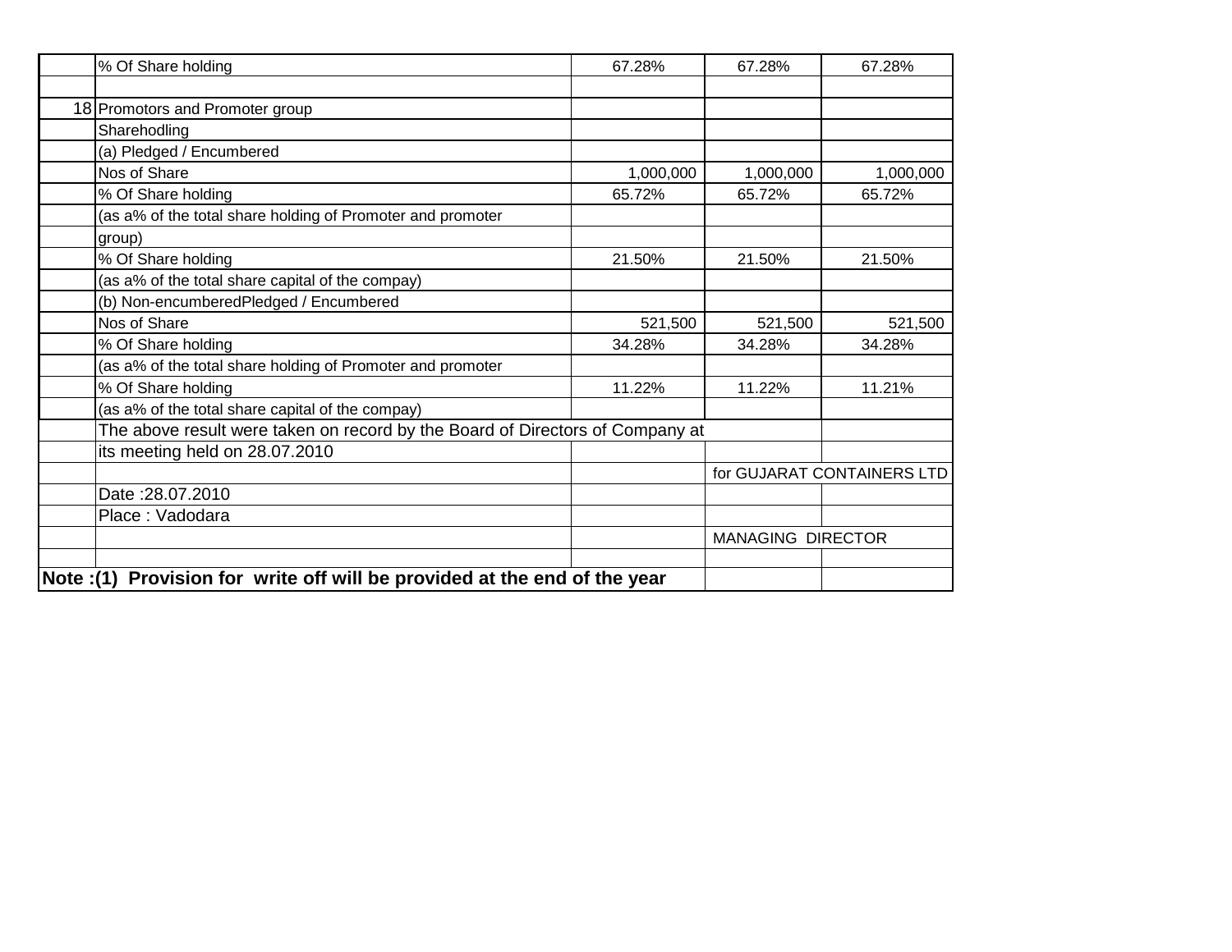| | | | | |
|---|---|---|---|---|
| | % Of Share holding | 67.28% | 67.28% | 67.28% |
| | | | | |
| 18 | Promotors and Promoter group | | | |
| | Sharehodling | | | |
| | (a) Pledged / Encumbered | | | |
| | Nos of Share | 1,000,000 | 1,000,000 | 1,000,000 |
| | % Of Share holding | 65.72% | 65.72% | 65.72% |
| | (as a% of the total share holding of Promoter and promoter | | | |
| | group) | | | |
| | % Of Share holding | 21.50% | 21.50% | 21.50% |
| | (as a% of the total share capital of the compay) | | | |
| | (b) Non-encumberedPledged / Encumbered | | | |
| | Nos of Share | 521,500 | 521,500 | 521,500 |
| | % Of Share holding | 34.28% | 34.28% | 34.28% |
| | (as a% of the total share holding of Promoter and promoter | | | |
| | % Of Share holding | 11.22% | 11.22% | 11.21% |
| | (as a% of the total share capital of the compay) | | | |
| | The above result were taken on record by the Board of Directors of Company at | | | |
| | its meeting held on 28.07.2010 | | | |
| | | | for GUJARAT CONTAINERS LTD | |
| | Date :28.07.2010 | | | |
| | Place : Vadodara | | | |
| | | | MANAGING DIRECTOR | |
| | | | | |

**Note :(1) Provision for write off will be provided at the end of the year**